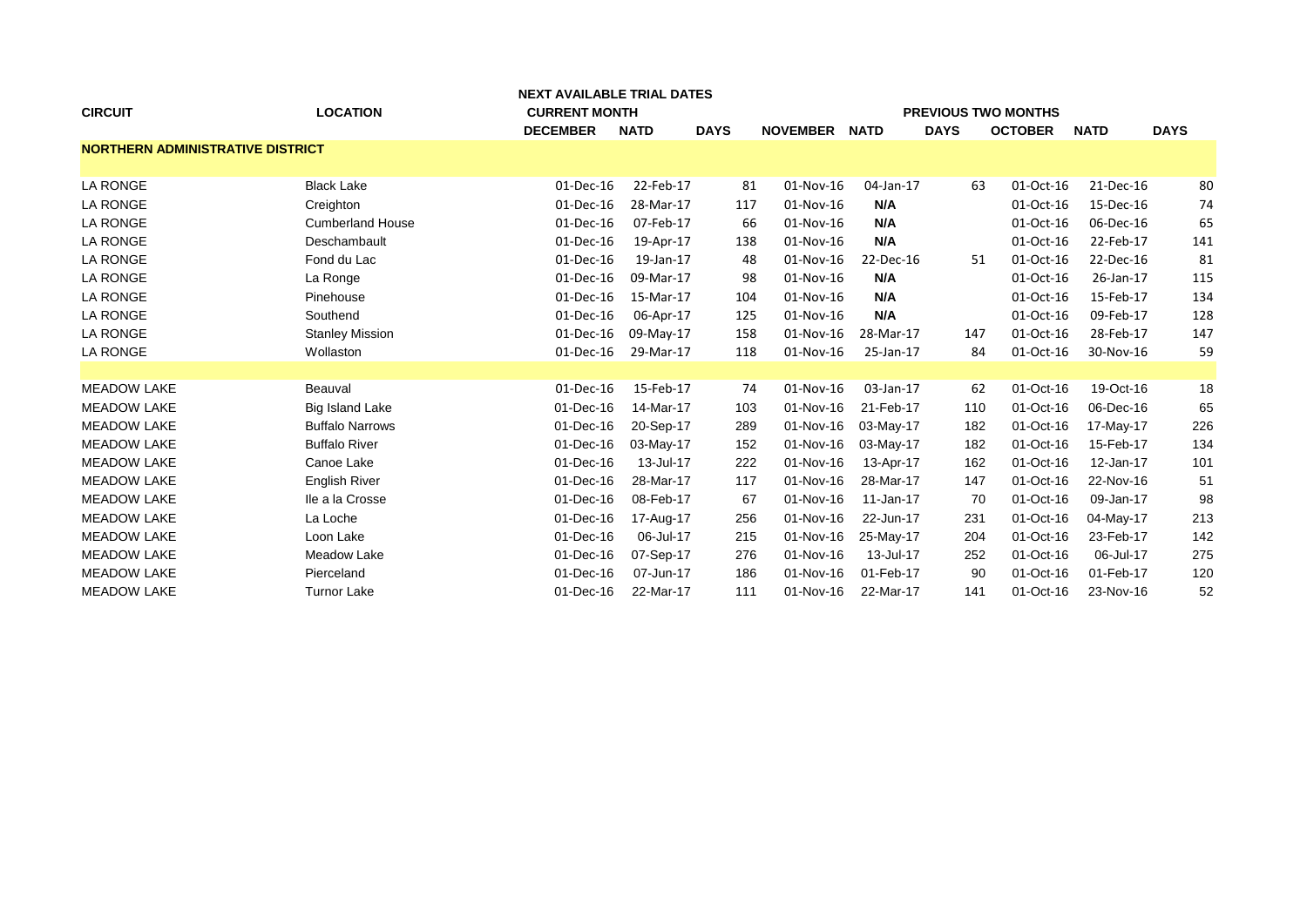| CIRCUIT | LOCATION | NEXT AVAILABLE TRIAL DATES | | | PREVIOUS TWO MONTHS | | | | | |
|---|---|---|---|---|---|---|---|---|---|---|
| | | CURRENT MONTH | | | | | | | | |
| | | DECEMBER | NATD | DAYS | NOVEMBER | NATD | DAYS | OCTOBER | NATD | DAYS |
| **NORTHERN ADMINISTRATIVE DISTRICT** | | | | | | | | | | |
| LA RONGE | Black Lake | 01-Dec-16 | 22-Feb-17 | 81 | 01-Nov-16 | 04-Jan-17 | 63 | 01-Oct-16 | 21-Dec-16 | 80 |
| LA RONGE | Creighton | 01-Dec-16 | 28-Mar-17 | 117 | 01-Nov-16 | **N/A** | | 01-Oct-16 | 15-Dec-16 | 74 |
| LA RONGE | Cumberland House | 01-Dec-16 | 07-Feb-17 | 66 | 01-Nov-16 | **N/A** | | 01-Oct-16 | 06-Dec-16 | 65 |
| LA RONGE | Deschambault | 01-Dec-16 | 19-Apr-17 | 138 | 01-Nov-16 | **N/A** | | 01-Oct-16 | 22-Feb-17 | 141 |
| LA RONGE | Fond du Lac | 01-Dec-16 | 19-Jan-17 | 48 | 01-Nov-16 | 22-Dec-16 | 51 | 01-Oct-16 | 22-Dec-16 | 81 |
| LA RONGE | La Ronge | 01-Dec-16 | 09-Mar-17 | 98 | 01-Nov-16 | **N/A** | | 01-Oct-16 | 26-Jan-17 | 115 |
| LA RONGE | Pinehouse | 01-Dec-16 | 15-Mar-17 | 104 | 01-Nov-16 | **N/A** | | 01-Oct-16 | 15-Feb-17 | 134 |
| LA RONGE | Southend | 01-Dec-16 | 06-Apr-17 | 125 | 01-Nov-16 | **N/A** | | 01-Oct-16 | 09-Feb-17 | 128 |
| LA RONGE | Stanley Mission | 01-Dec-16 | 09-May-17 | 158 | 01-Nov-16 | 28-Mar-17 | 147 | 01-Oct-16 | 28-Feb-17 | 147 |
| LA RONGE | Wollaston | 01-Dec-16 | 29-Mar-17 | 118 | 01-Nov-16 | 25-Jan-17 | 84 | 01-Oct-16 | 30-Nov-16 | 59 |
| | | | | | | | | | | |
| MEADOW LAKE | Beauval | 01-Dec-16 | 15-Feb-17 | 74 | 01-Nov-16 | 03-Jan-17 | 62 | 01-Oct-16 | 19-Oct-16 | 18 |
| MEADOW LAKE | Big Island Lake | 01-Dec-16 | 14-Mar-17 | 103 | 01-Nov-16 | 21-Feb-17 | 110 | 01-Oct-16 | 06-Dec-16 | 65 |
| MEADOW LAKE | Buffalo Narrows | 01-Dec-16 | 20-Sep-17 | 289 | 01-Nov-16 | 03-May-17 | 182 | 01-Oct-16 | 17-May-17 | 226 |
| MEADOW LAKE | Buffalo River | 01-Dec-16 | 03-May-17 | 152 | 01-Nov-16 | 03-May-17 | 182 | 01-Oct-16 | 15-Feb-17 | 134 |
| MEADOW LAKE | Canoe Lake | 01-Dec-16 | 13-Jul-17 | 222 | 01-Nov-16 | 13-Apr-17 | 162 | 01-Oct-16 | 12-Jan-17 | 101 |
| MEADOW LAKE | English River | 01-Dec-16 | 28-Mar-17 | 117 | 01-Nov-16 | 28-Mar-17 | 147 | 01-Oct-16 | 22-Nov-16 | 51 |
| MEADOW LAKE | Ile a la Crosse | 01-Dec-16 | 08-Feb-17 | 67 | 01-Nov-16 | 11-Jan-17 | 70 | 01-Oct-16 | 09-Jan-17 | 98 |
| MEADOW LAKE | La Loche | 01-Dec-16 | 17-Aug-17 | 256 | 01-Nov-16 | 22-Jun-17 | 231 | 01-Oct-16 | 04-May-17 | 213 |
| MEADOW LAKE | Loon Lake | 01-Dec-16 | 06-Jul-17 | 215 | 01-Nov-16 | 25-May-17 | 204 | 01-Oct-16 | 23-Feb-17 | 142 |
| MEADOW LAKE | Meadow Lake | 01-Dec-16 | 07-Sep-17 | 276 | 01-Nov-16 | 13-Jul-17 | 252 | 01-Oct-16 | 06-Jul-17 | 275 |
| MEADOW LAKE | Pierceland | 01-Dec-16 | 07-Jun-17 | 186 | 01-Nov-16 | 01-Feb-17 | 90 | 01-Oct-16 | 01-Feb-17 | 120 |
| MEADOW LAKE | Turnor Lake | 01-Dec-16 | 22-Mar-17 | 111 | 01-Nov-16 | 22-Mar-17 | 141 | 01-Oct-16 | 23-Nov-16 | 52 |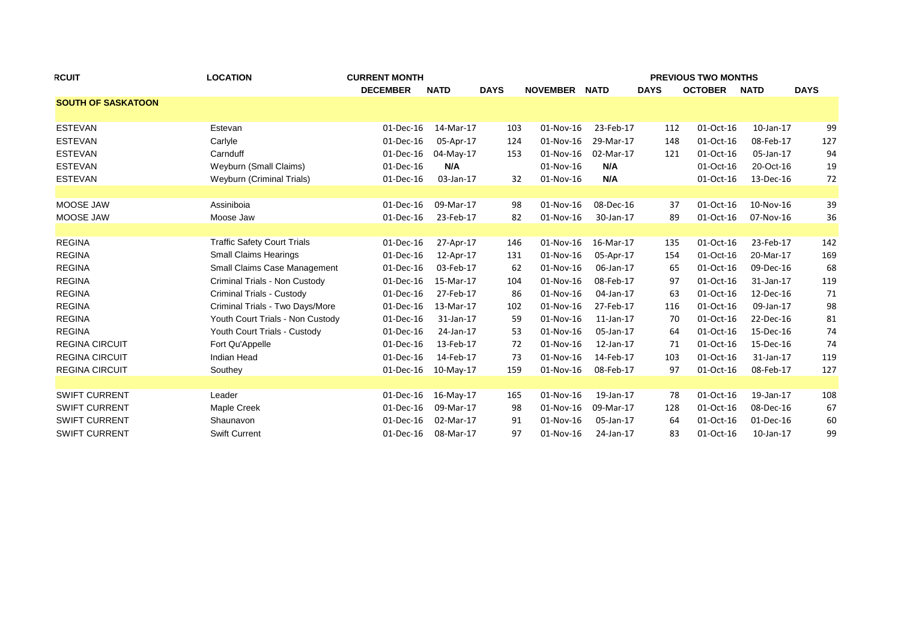| RCUIT | LOCATION | CURRENT MONTH | | | PREVIOUS TWO MONTHS | | | | | |
|---|---|---|---|---|---|---|---|---|---|---|
| | | DECEMBER | NATD | DAYS | NOVEMBER | NATD | DAYS | OCTOBER | NATD | DAYS |
| **SOUTH OF SASKATOON** | | | | | | | | | | |
| ESTEVAN | Estevan | 01-Dec-16 | 14-Mar-17 | 103 | 01-Nov-16 | 23-Feb-17 | 112 | 01-Oct-16 | 10-Jan-17 | 99 |
| ESTEVAN | Carlyle | 01-Dec-16 | 05-Apr-17 | 124 | 01-Nov-16 | 29-Mar-17 | 148 | 01-Oct-16 | 08-Feb-17 | 127 |
| ESTEVAN | Carnduff | 01-Dec-16 | 04-May-17 | 153 | 01-Nov-16 | 02-Mar-17 | 121 | 01-Oct-16 | 05-Jan-17 | 94 |
| ESTEVAN | Weyburn (Small Claims) | 01-Dec-16 | **N/A** | | 01-Nov-16 | **N/A** | | 01-Oct-16 | 20-Oct-16 | 19 |
| ESTEVAN | Weyburn (Criminal Trials) | 01-Dec-16 | 03-Jan-17 | 32 | 01-Nov-16 | **N/A** | | 01-Oct-16 | 13-Dec-16 | 72 |
| | | | | | | | | | | |
| MOOSE JAW | Assiniboia | 01-Dec-16 | 09-Mar-17 | 98 | 01-Nov-16 | 08-Dec-16 | 37 | 01-Oct-16 | 10-Nov-16 | 39 |
| MOOSE JAW | Moose Jaw | 01-Dec-16 | 23-Feb-17 | 82 | 01-Nov-16 | 30-Jan-17 | 89 | 01-Oct-16 | 07-Nov-16 | 36 |
| | | | | | | | | | | |
| REGINA | Traffic Safety Court Trials | 01-Dec-16 | 27-Apr-17 | 146 | 01-Nov-16 | 16-Mar-17 | 135 | 01-Oct-16 | 23-Feb-17 | 142 |
| REGINA | Small Claims Hearings | 01-Dec-16 | 12-Apr-17 | 131 | 01-Nov-16 | 05-Apr-17 | 154 | 01-Oct-16 | 20-Mar-17 | 169 |
| REGINA | Small Claims Case Management | 01-Dec-16 | 03-Feb-17 | 62 | 01-Nov-16 | 06-Jan-17 | 65 | 01-Oct-16 | 09-Dec-16 | 68 |
| REGINA | Criminal Trials - Non Custody | 01-Dec-16 | 15-Mar-17 | 104 | 01-Nov-16 | 08-Feb-17 | 97 | 01-Oct-16 | 31-Jan-17 | 119 |
| REGINA | Criminal Trials - Custody | 01-Dec-16 | 27-Feb-17 | 86 | 01-Nov-16 | 04-Jan-17 | 63 | 01-Oct-16 | 12-Dec-16 | 71 |
| REGINA | Criminal Trials - Two Days/More | 01-Dec-16 | 13-Mar-17 | 102 | 01-Nov-16 | 27-Feb-17 | 116 | 01-Oct-16 | 09-Jan-17 | 98 |
| REGINA | Youth Court Trials - Non Custody | 01-Dec-16 | 31-Jan-17 | 59 | 01-Nov-16 | 11-Jan-17 | 70 | 01-Oct-16 | 22-Dec-16 | 81 |
| REGINA | Youth Court Trials - Custody | 01-Dec-16 | 24-Jan-17 | 53 | 01-Nov-16 | 05-Jan-17 | 64 | 01-Oct-16 | 15-Dec-16 | 74 |
| REGINA CIRCUIT | Fort Qu'Appelle | 01-Dec-16 | 13-Feb-17 | 72 | 01-Nov-16 | 12-Jan-17 | 71 | 01-Oct-16 | 15-Dec-16 | 74 |
| REGINA CIRCUIT | Indian Head | 01-Dec-16 | 14-Feb-17 | 73 | 01-Nov-16 | 14-Feb-17 | 103 | 01-Oct-16 | 31-Jan-17 | 119 |
| REGINA CIRCUIT | Southey | 01-Dec-16 | 10-May-17 | 159 | 01-Nov-16 | 08-Feb-17 | 97 | 01-Oct-16 | 08-Feb-17 | 127 |
| | | | | | | | | | | |
| SWIFT CURRENT | Leader | 01-Dec-16 | 16-May-17 | 165 | 01-Nov-16 | 19-Jan-17 | 78 | 01-Oct-16 | 19-Jan-17 | 108 |
| SWIFT CURRENT | Maple Creek | 01-Dec-16 | 09-Mar-17 | 98 | 01-Nov-16 | 09-Mar-17 | 128 | 01-Oct-16 | 08-Dec-16 | 67 |
| SWIFT CURRENT | Shaunavon | 01-Dec-16 | 02-Mar-17 | 91 | 01-Nov-16 | 05-Jan-17 | 64 | 01-Oct-16 | 01-Dec-16 | 60 |
| SWIFT CURRENT | Swift Current | 01-Dec-16 | 08-Mar-17 | 97 | 01-Nov-16 | 24-Jan-17 | 83 | 01-Oct-16 | 10-Jan-17 | 99 |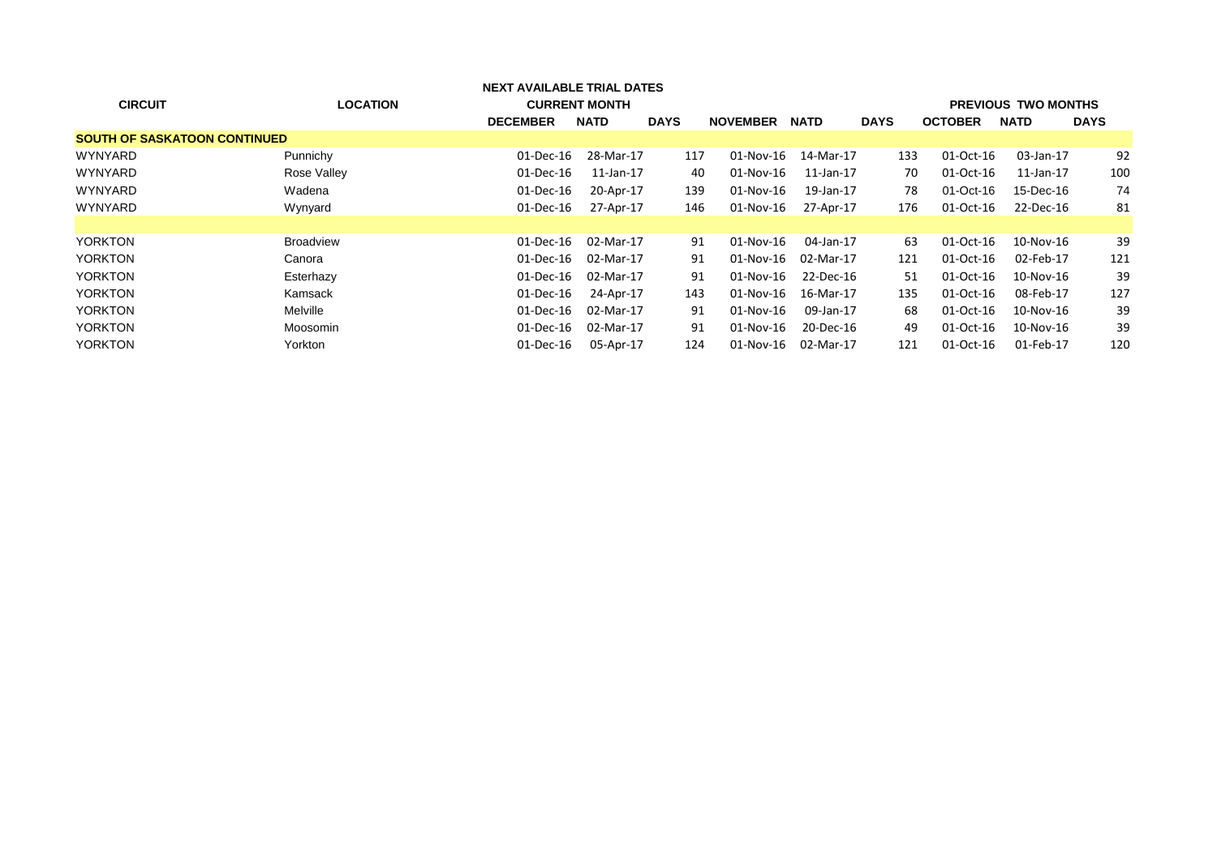| CIRCUIT | LOCATION | NEXT AVAILABLE TRIAL DATES | | | | | | | | |
|---|---|---|---|---|---|---|---|---|---|---|
| | | CURRENT MONTH | | | | | | PREVIOUS TWO MONTHS | | |
| | | DECEMBER | NATD | DAYS | NOVEMBER | NATD | DAYS | OCTOBER | NATD | DAYS |
| **SOUTH OF SASKATOON CONTINUED** | | | | | | | | | | |
| WYNYARD | Punnichy | 01-Dec-16 | 28-Mar-17 | 117 | 01-Nov-16 | 14-Mar-17 | 133 | 01-Oct-16 | 03-Jan-17 | 92 |
| WYNYARD | Rose Valley | 01-Dec-16 | 11-Jan-17 | 40 | 01-Nov-16 | 11-Jan-17 | 70 | 01-Oct-16 | 11-Jan-17 | 100 |
| WYNYARD | Wadena | 01-Dec-16 | 20-Apr-17 | 139 | 01-Nov-16 | 19-Jan-17 | 78 | 01-Oct-16 | 15-Dec-16 | 74 |
| WYNYARD | Wynyard | 01-Dec-16 | 27-Apr-17 | 146 | 01-Nov-16 | 27-Apr-17 | 176 | 01-Oct-16 | 22-Dec-16 | 81 |
| | | | | | | | | | | |
| YORKTON | Broadview | 01-Dec-16 | 02-Mar-17 | 91 | 01-Nov-16 | 04-Jan-17 | 63 | 01-Oct-16 | 10-Nov-16 | 39 |
| YORKTON | Canora | 01-Dec-16 | 02-Mar-17 | 91 | 01-Nov-16 | 02-Mar-17 | 121 | 01-Oct-16 | 02-Feb-17 | 121 |
| YORKTON | Esterhazy | 01-Dec-16 | 02-Mar-17 | 91 | 01-Nov-16 | 22-Dec-16 | 51 | 01-Oct-16 | 10-Nov-16 | 39 |
| YORKTON | Kamsack | 01-Dec-16 | 24-Apr-17 | 143 | 01-Nov-16 | 16-Mar-17 | 135 | 01-Oct-16 | 08-Feb-17 | 127 |
| YORKTON | Melville | 01-Dec-16 | 02-Mar-17 | 91 | 01-Nov-16 | 09-Jan-17 | 68 | 01-Oct-16 | 10-Nov-16 | 39 |
| YORKTON | Moosomin | 01-Dec-16 | 02-Mar-17 | 91 | 01-Nov-16 | 20-Dec-16 | 49 | 01-Oct-16 | 10-Nov-16 | 39 |
| YORKTON | Yorkton | 01-Dec-16 | 05-Apr-17 | 124 | 01-Nov-16 | 02-Mar-17 | 121 | 01-Oct-16 | 01-Feb-17 | 120 |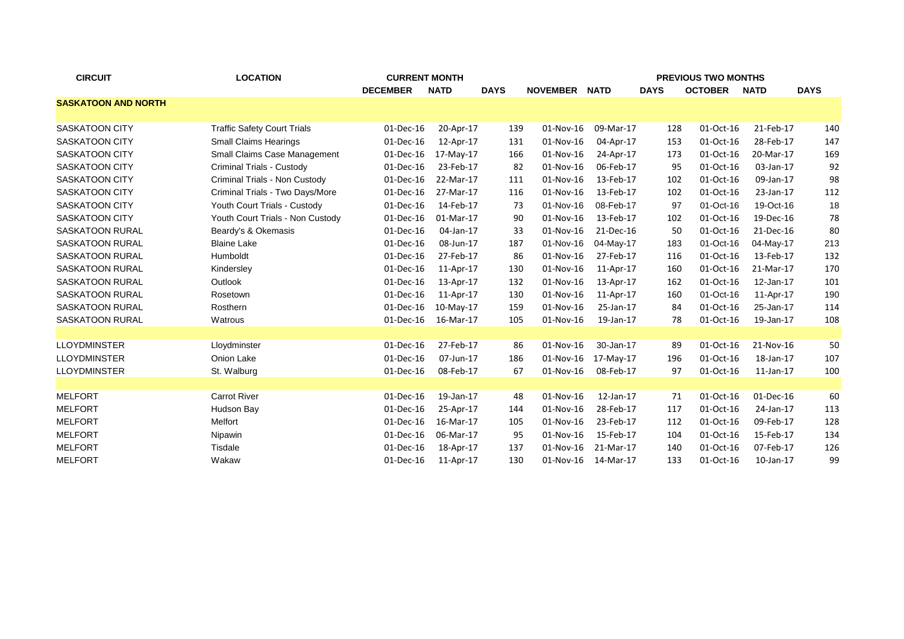| CIRCUIT | LOCATION | CURRENT MONTH | | | PREVIOUS TWO MONTHS | | | | | |
|---|---|---|---|---|---|---|---|---|---|---|
| | | DECEMBER | NATD | DAYS | NOVEMBER | NATD | DAYS | OCTOBER | NATD | DAYS |
| **SASKATOON AND NORTH** | | | | | | | | | | |
| SASKATOON CITY | Traffic Safety Court Trials | 01-Dec-16 | 20-Apr-17 | 139 | 01-Nov-16 | 09-Mar-17 | 128 | 01-Oct-16 | 21-Feb-17 | 140 |
| SASKATOON CITY | Small Claims Hearings | 01-Dec-16 | 12-Apr-17 | 131 | 01-Nov-16 | 04-Apr-17 | 153 | 01-Oct-16 | 28-Feb-17 | 147 |
| SASKATOON CITY | Small Claims Case Management | 01-Dec-16 | 17-May-17 | 166 | 01-Nov-16 | 24-Apr-17 | 173 | 01-Oct-16 | 20-Mar-17 | 169 |
| SASKATOON CITY | Criminal Trials - Custody | 01-Dec-16 | 23-Feb-17 | 82 | 01-Nov-16 | 06-Feb-17 | 95 | 01-Oct-16 | 03-Jan-17 | 92 |
| SASKATOON CITY | Criminal Trials - Non Custody | 01-Dec-16 | 22-Mar-17 | 111 | 01-Nov-16 | 13-Feb-17 | 102 | 01-Oct-16 | 09-Jan-17 | 98 |
| SASKATOON CITY | Criminal Trials - Two Days/More | 01-Dec-16 | 27-Mar-17 | 116 | 01-Nov-16 | 13-Feb-17 | 102 | 01-Oct-16 | 23-Jan-17 | 112 |
| SASKATOON CITY | Youth Court Trials - Custody | 01-Dec-16 | 14-Feb-17 | 73 | 01-Nov-16 | 08-Feb-17 | 97 | 01-Oct-16 | 19-Oct-16 | 18 |
| SASKATOON CITY | Youth Court Trials - Non Custody | 01-Dec-16 | 01-Mar-17 | 90 | 01-Nov-16 | 13-Feb-17 | 102 | 01-Oct-16 | 19-Dec-16 | 78 |
| SASKATOON RURAL | Beardy's & Okemasis | 01-Dec-16 | 04-Jan-17 | 33 | 01-Nov-16 | 21-Dec-16 | 50 | 01-Oct-16 | 21-Dec-16 | 80 |
| SASKATOON RURAL | Blaine Lake | 01-Dec-16 | 08-Jun-17 | 187 | 01-Nov-16 | 04-May-17 | 183 | 01-Oct-16 | 04-May-17 | 213 |
| SASKATOON RURAL | Humboldt | 01-Dec-16 | 27-Feb-17 | 86 | 01-Nov-16 | 27-Feb-17 | 116 | 01-Oct-16 | 13-Feb-17 | 132 |
| SASKATOON RURAL | Kindersley | 01-Dec-16 | 11-Apr-17 | 130 | 01-Nov-16 | 11-Apr-17 | 160 | 01-Oct-16 | 21-Mar-17 | 170 |
| SASKATOON RURAL | Outlook | 01-Dec-16 | 13-Apr-17 | 132 | 01-Nov-16 | 13-Apr-17 | 162 | 01-Oct-16 | 12-Jan-17 | 101 |
| SASKATOON RURAL | Rosetown | 01-Dec-16 | 11-Apr-17 | 130 | 01-Nov-16 | 11-Apr-17 | 160 | 01-Oct-16 | 11-Apr-17 | 190 |
| SASKATOON RURAL | Rosthern | 01-Dec-16 | 10-May-17 | 159 | 01-Nov-16 | 25-Jan-17 | 84 | 01-Oct-16 | 25-Jan-17 | 114 |
| SASKATOON RURAL | Watrous | 01-Dec-16 | 16-Mar-17 | 105 | 01-Nov-16 | 19-Jan-17 | 78 | 01-Oct-16 | 19-Jan-17 | 108 |
| | | | | | | | | | | |
| LLOYDMINSTER | Lloydminster | 01-Dec-16 | 27-Feb-17 | 86 | 01-Nov-16 | 30-Jan-17 | 89 | 01-Oct-16 | 21-Nov-16 | 50 |
| LLOYDMINSTER | Onion Lake | 01-Dec-16 | 07-Jun-17 | 186 | 01-Nov-16 | 17-May-17 | 196 | 01-Oct-16 | 18-Jan-17 | 107 |
| LLOYDMINSTER | St. Walburg | 01-Dec-16 | 08-Feb-17 | 67 | 01-Nov-16 | 08-Feb-17 | 97 | 01-Oct-16 | 11-Jan-17 | 100 |
| | | | | | | | | | | |
| MELFORT | Carrot River | 01-Dec-16 | 19-Jan-17 | 48 | 01-Nov-16 | 12-Jan-17 | 71 | 01-Oct-16 | 01-Dec-16 | 60 |
| MELFORT | Hudson Bay | 01-Dec-16 | 25-Apr-17 | 144 | 01-Nov-16 | 28-Feb-17 | 117 | 01-Oct-16 | 24-Jan-17 | 113 |
| MELFORT | Melfort | 01-Dec-16 | 16-Mar-17 | 105 | 01-Nov-16 | 23-Feb-17 | 112 | 01-Oct-16 | 09-Feb-17 | 128 |
| MELFORT | Nipawin | 01-Dec-16 | 06-Mar-17 | 95 | 01-Nov-16 | 15-Feb-17 | 104 | 01-Oct-16 | 15-Feb-17 | 134 |
| MELFORT | Tisdale | 01-Dec-16 | 18-Apr-17 | 137 | 01-Nov-16 | 21-Mar-17 | 140 | 01-Oct-16 | 07-Feb-17 | 126 |
| MELFORT | Wakaw | 01-Dec-16 | 11-Apr-17 | 130 | 01-Nov-16 | 14-Mar-17 | 133 | 01-Oct-16 | 10-Jan-17 | 99 |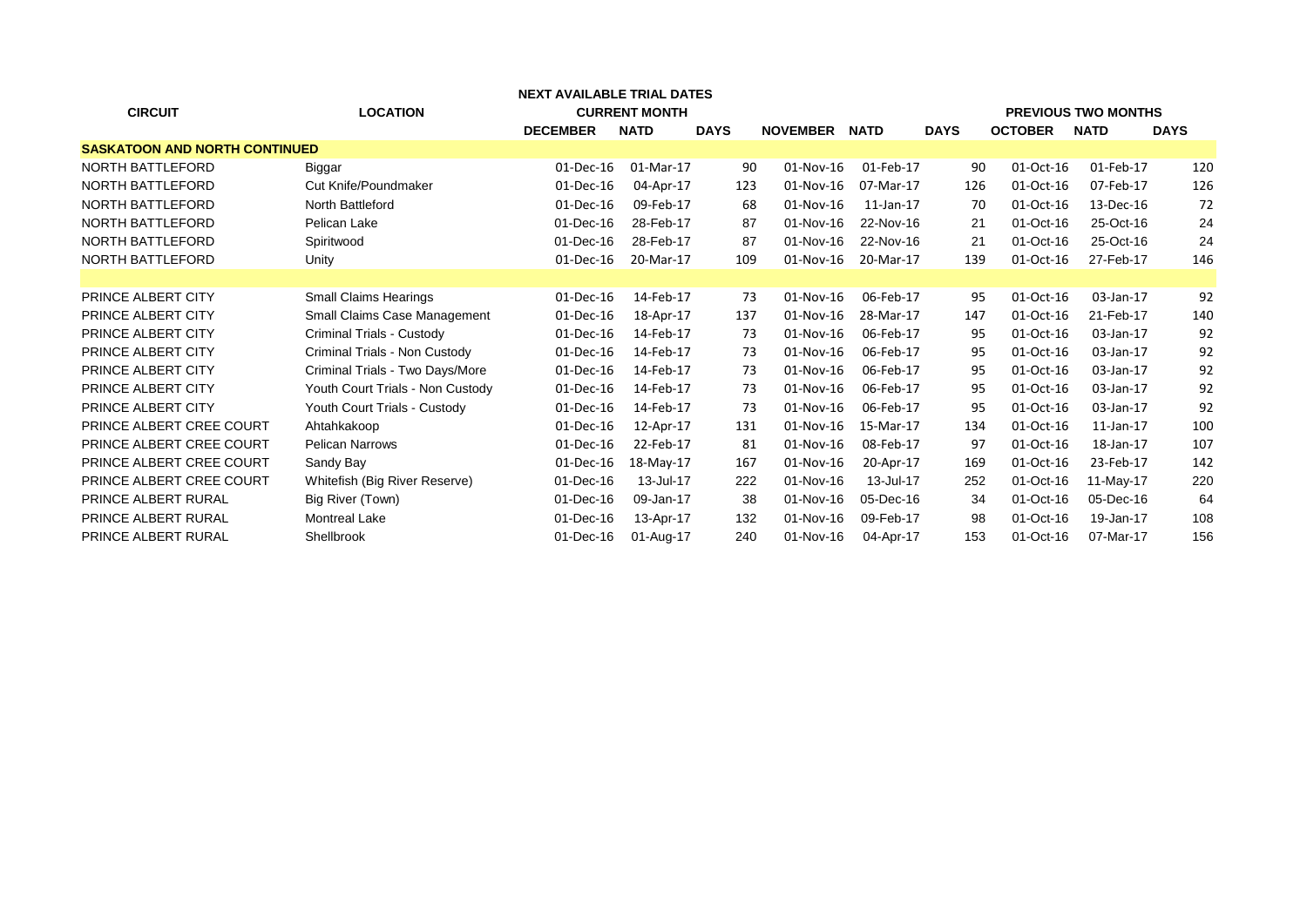| CIRCUIT | LOCATION | NEXT AVAILABLE TRIAL DATES | | | | | | | | |
|---|---|---|---|---|---|---|---|---|---|---|
| | | CURRENT MONTH | | | | | | PREVIOUS TWO MONTHS | | |
| | | DECEMBER | NATD | DAYS | NOVEMBER | NATD | DAYS | OCTOBER | NATD | DAYS |
| **SASKATOON AND NORTH CONTINUED** | | | | | | | | | | |
| NORTH BATTLEFORD | Biggar | 01-Dec-16 | 01-Mar-17 | 90 | 01-Nov-16 | 01-Feb-17 | 90 | 01-Oct-16 | 01-Feb-17 | 120 |
| NORTH BATTLEFORD | Cut Knife/Poundmaker | 01-Dec-16 | 04-Apr-17 | 123 | 01-Nov-16 | 07-Mar-17 | 126 | 01-Oct-16 | 07-Feb-17 | 126 |
| NORTH BATTLEFORD | North Battleford | 01-Dec-16 | 09-Feb-17 | 68 | 01-Nov-16 | 11-Jan-17 | 70 | 01-Oct-16 | 13-Dec-16 | 72 |
| NORTH BATTLEFORD | Pelican Lake | 01-Dec-16 | 28-Feb-17 | 87 | 01-Nov-16 | 22-Nov-16 | 21 | 01-Oct-16 | 25-Oct-16 | 24 |
| NORTH BATTLEFORD | Spiritwood | 01-Dec-16 | 28-Feb-17 | 87 | 01-Nov-16 | 22-Nov-16 | 21 | 01-Oct-16 | 25-Oct-16 | 24 |
| NORTH BATTLEFORD | Unity | 01-Dec-16 | 20-Mar-17 | 109 | 01-Nov-16 | 20-Mar-17 | 139 | 01-Oct-16 | 27-Feb-17 | 146 |
| | | | | | | | | | | |
| PRINCE ALBERT CITY | Small Claims Hearings | 01-Dec-16 | 14-Feb-17 | 73 | 01-Nov-16 | 06-Feb-17 | 95 | 01-Oct-16 | 03-Jan-17 | 92 |
| PRINCE ALBERT CITY | Small Claims Case Management | 01-Dec-16 | 18-Apr-17 | 137 | 01-Nov-16 | 28-Mar-17 | 147 | 01-Oct-16 | 21-Feb-17 | 140 |
| PRINCE ALBERT CITY | Criminal Trials - Custody | 01-Dec-16 | 14-Feb-17 | 73 | 01-Nov-16 | 06-Feb-17 | 95 | 01-Oct-16 | 03-Jan-17 | 92 |
| PRINCE ALBERT CITY | Criminal Trials - Non Custody | 01-Dec-16 | 14-Feb-17 | 73 | 01-Nov-16 | 06-Feb-17 | 95 | 01-Oct-16 | 03-Jan-17 | 92 |
| PRINCE ALBERT CITY | Criminal Trials - Two Days/More | 01-Dec-16 | 14-Feb-17 | 73 | 01-Nov-16 | 06-Feb-17 | 95 | 01-Oct-16 | 03-Jan-17 | 92 |
| PRINCE ALBERT CITY | Youth Court Trials - Non Custody | 01-Dec-16 | 14-Feb-17 | 73 | 01-Nov-16 | 06-Feb-17 | 95 | 01-Oct-16 | 03-Jan-17 | 92 |
| PRINCE ALBERT CITY | Youth Court Trials - Custody | 01-Dec-16 | 14-Feb-17 | 73 | 01-Nov-16 | 06-Feb-17 | 95 | 01-Oct-16 | 03-Jan-17 | 92 |
| PRINCE ALBERT CREE COURT | Ahtahkakoop | 01-Dec-16 | 12-Apr-17 | 131 | 01-Nov-16 | 15-Mar-17 | 134 | 01-Oct-16 | 11-Jan-17 | 100 |
| PRINCE ALBERT CREE COURT | Pelican Narrows | 01-Dec-16 | 22-Feb-17 | 81 | 01-Nov-16 | 08-Feb-17 | 97 | 01-Oct-16 | 18-Jan-17 | 107 |
| PRINCE ALBERT CREE COURT | Sandy Bay | 01-Dec-16 | 18-May-17 | 167 | 01-Nov-16 | 20-Apr-17 | 169 | 01-Oct-16 | 23-Feb-17 | 142 |
| PRINCE ALBERT CREE COURT | Whitefish (Big River Reserve) | 01-Dec-16 | 13-Jul-17 | 222 | 01-Nov-16 | 13-Jul-17 | 252 | 01-Oct-16 | 11-May-17 | 220 |
| PRINCE ALBERT RURAL | Big River (Town) | 01-Dec-16 | 09-Jan-17 | 38 | 01-Nov-16 | 05-Dec-16 | 34 | 01-Oct-16 | 05-Dec-16 | 64 |
| PRINCE ALBERT RURAL | Montreal Lake | 01-Dec-16 | 13-Apr-17 | 132 | 01-Nov-16 | 09-Feb-17 | 98 | 01-Oct-16 | 19-Jan-17 | 108 |
| PRINCE ALBERT RURAL | Shellbrook | 01-Dec-16 | 01-Aug-17 | 240 | 01-Nov-16 | 04-Apr-17 | 153 | 01-Oct-16 | 07-Mar-17 | 156 |